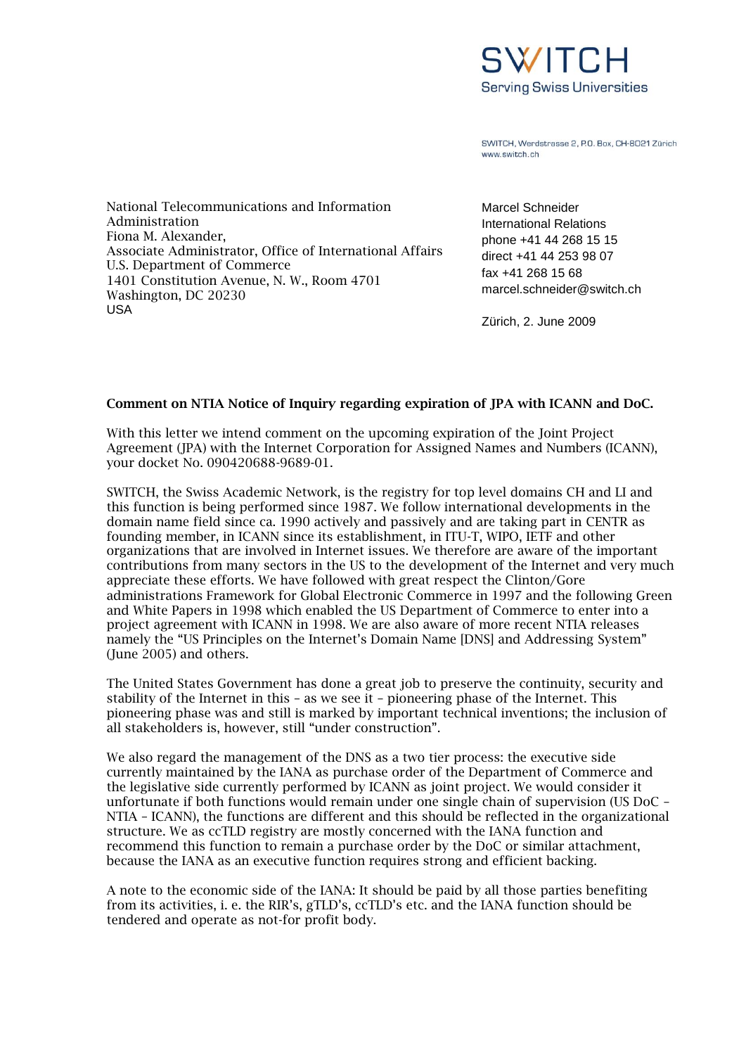SWITCH
Serving Swiss Universities

SWITCH, Werdstrasse 2, P.O. Box, CH-8021 Zürich
www.switch.ch

National Telecommunications and Information Administration
Fiona M. Alexander,
Associate Administrator, Office of International Affairs
U.S. Department of Commerce
1401 Constitution Avenue, N. W., Room 4701
Washington, DC 20230
USA

Marcel Schneider
International Relations
phone +41 44 268 15 15
direct +41 44 253 98 07
fax +41 268 15 68
marcel.schneider@switch.ch

Zürich, 2. June 2009

**Comment on NTIA Notice of Inquiry regarding expiration of JPA with ICANN and DoC.**

With this letter we intend comment on the upcoming expiration of the Joint Project Agreement (JPA) with the Internet Corporation for Assigned Names and Numbers (ICANN), your docket No. 090420688-9689-01.

SWITCH, the Swiss Academic Network, is the registry for top level domains CH and LI and this function is being performed since 1987. We follow international developments in the domain name field since ca. 1990 actively and passively and are taking part in CENTR as founding member, in ICANN since its establishment, in ITU-T, WIPO, IETF and other organizations that are involved in Internet issues. We therefore are aware of the important contributions from many sectors in the US to the development of the Internet and very much appreciate these efforts. We have followed with great respect the Clinton/Gore administrations Framework for Global Electronic Commerce in 1997 and the following Green and White Papers in 1998 which enabled the US Department of Commerce to enter into a project agreement with ICANN in 1998. We are also aware of more recent NTIA releases namely the "US Principles on the Internet's Domain Name [DNS] and Addressing System" (June 2005) and others.

The United States Government has done a great job to preserve the continuity, security and stability of the Internet in this – as we see it – pioneering phase of the Internet. This pioneering phase was and still is marked by important technical inventions; the inclusion of all stakeholders is, however, still "under construction".

We also regard the management of the DNS as a two tier process: the executive side currently maintained by the IANA as purchase order of the Department of Commerce and the legislative side currently performed by ICANN as joint project. We would consider it unfortunate if both functions would remain under one single chain of supervision (US DoC – NTIA – ICANN), the functions are different and this should be reflected in the organizational structure. We as ccTLD registry are mostly concerned with the IANA function and recommend this function to remain a purchase order by the DoC or similar attachment, because the IANA as an executive function requires strong and efficient backing.

A note to the economic side of the IANA: It should be paid by all those parties benefiting from its activities, i. e. the RIR's, gTLD's, ccTLD's etc. and the IANA function should be tendered and operate as not-for profit body.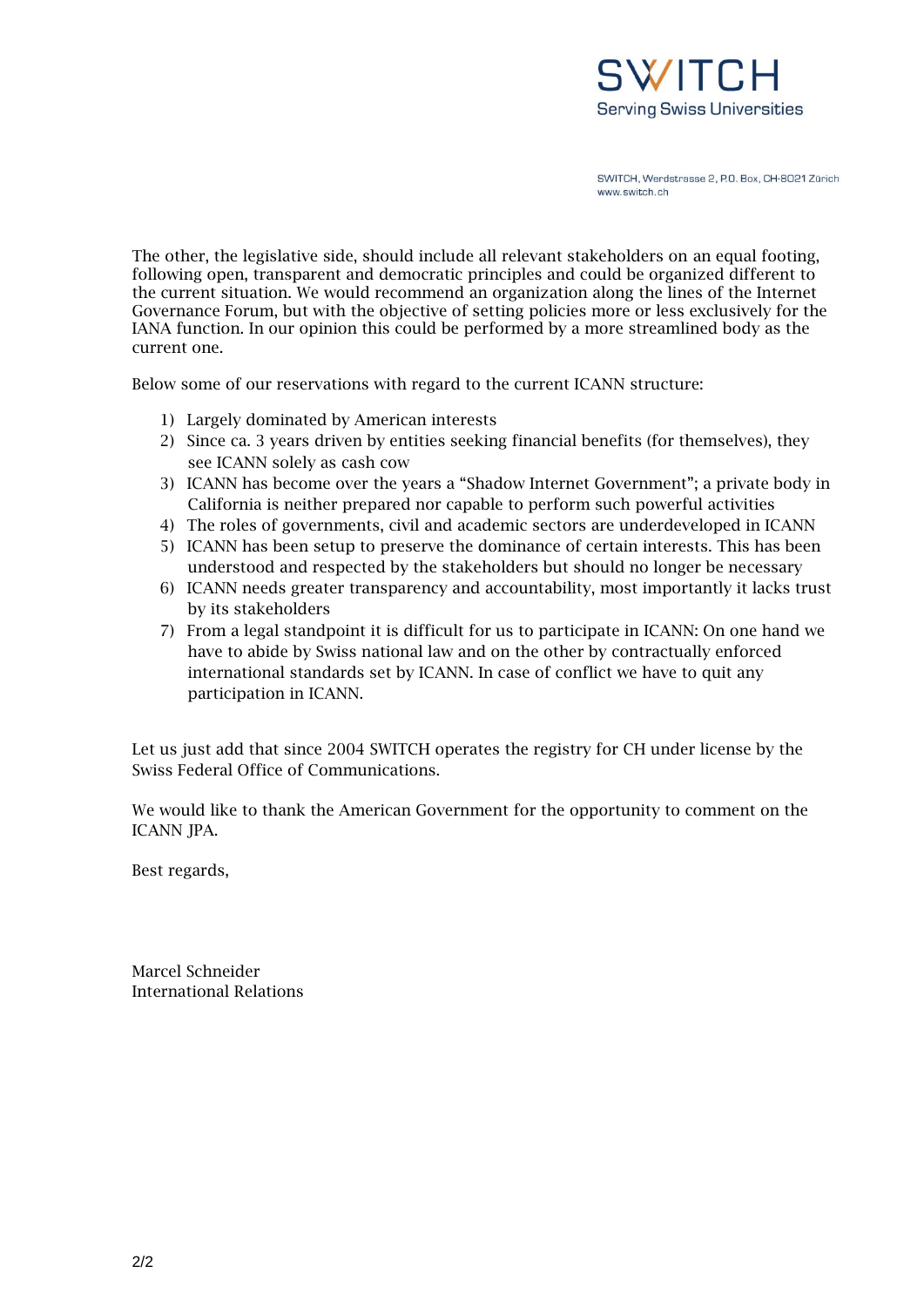The other, the legislative side, should include all relevant stakeholders on an equal footing, following open, transparent and democratic principles and could be organized different to the current situation. We would recommend an organization along the lines of the Internet Governance Forum, but with the objective of setting policies more or less exclusively for the IANA function. In our opinion this could be performed by a more streamlined body as the current one.

Below some of our reservations with regard to the current ICANN structure:

1) Largely dominated by American interests
2) Since ca. 3 years driven by entities seeking financial benefits (for themselves), they see ICANN solely as cash cow
3) ICANN has become over the years a "Shadow Internet Government"; a private body in California is neither prepared nor capable to perform such powerful activities
4) The roles of governments, civil and academic sectors are underdeveloped in ICANN
5) ICANN has been setup to preserve the dominance of certain interests. This has been understood and respected by the stakeholders but should no longer be necessary
6) ICANN needs greater transparency and accountability, most importantly it lacks trust by its stakeholders
7) From a legal standpoint it is difficult for us to participate in ICANN: On one hand we have to abide by Swiss national law and on the other by contractually enforced international standards set by ICANN. In case of conflict we have to quit any participation in ICANN.

Let us just add that since 2004 SWITCH operates the registry for CH under license by the Swiss Federal Office of Communications.

We would like to thank the American Government for the opportunity to comment on the ICANN JPA.

Best regards,

Marcel Schneider
International Relations